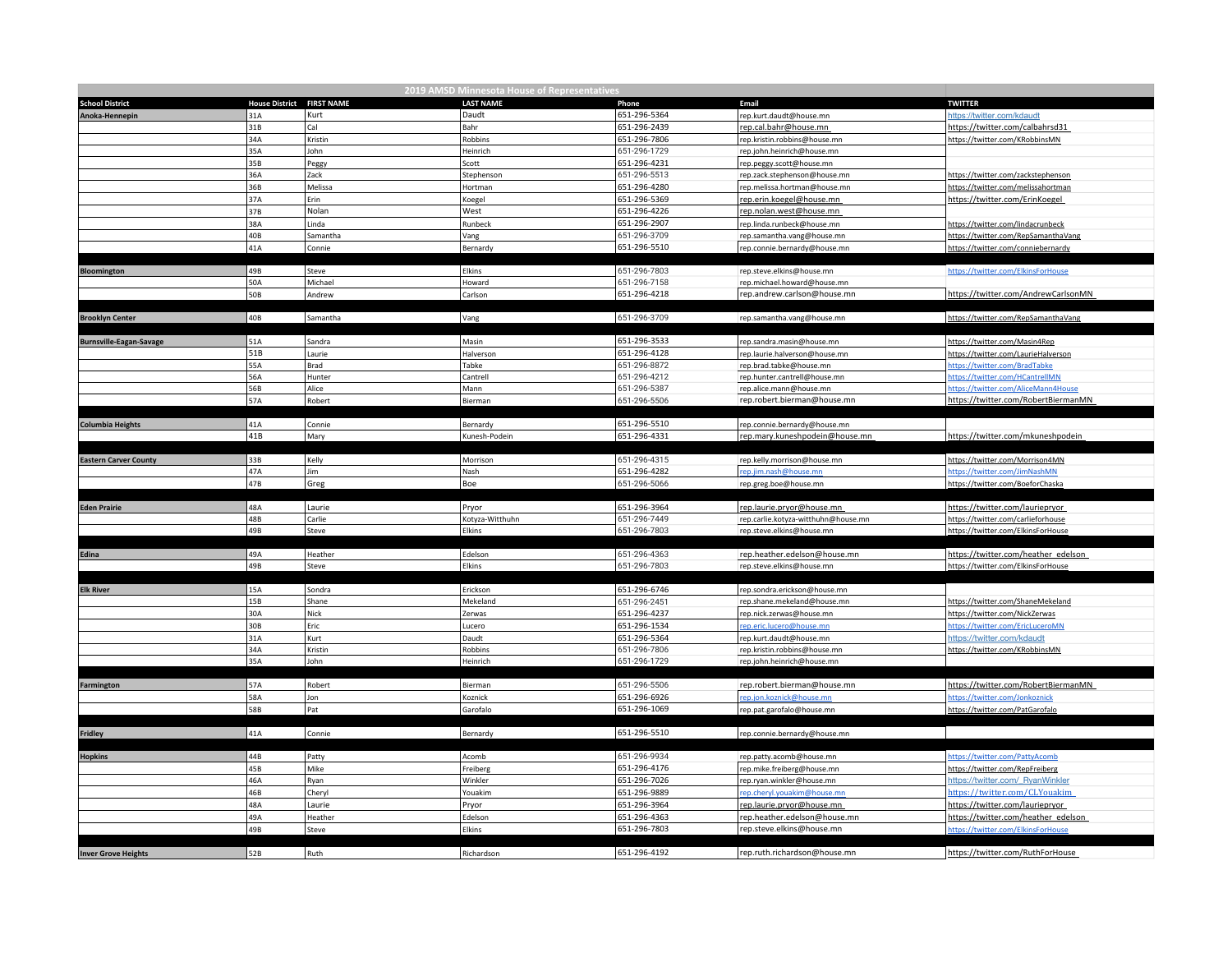## 2019 AMSD Minnesota House of Representatives

| School District | House District | FIRST NAME | LAST NAME | Phone | Email | TWITTER |
|---|---|---|---|---|---|---|
| Anoka-Hennepin | 31A | Kurt | Daudt | 651-296-5364 | rep.kurt.daudt@house.mn | https://twitter.com/kdaudt |
| | 31B | Cal | Bahr | 651-296-2439 | rep.cal.bahr@house.mn | https://twitter.com/calbahrsd31 |
| | 34A | Kristin | Robbins | 651-296-7806 | rep.kristin.robbins@house.mn | https://twitter.com/KRobbinsMN |
| | 35A | John | Heinrich | 651-296-1729 | rep.john.heinrich@house.mn | |
| | 35B | Peggy | Scott | 651-296-4231 | rep.peggy.scott@house.mn | |
| | 36A | Zack | Stephenson | 651-296-5513 | rep.zack.stephenson@house.mn | https://twitter.com/zackstephenson |
| | 36B | Melissa | Hortman | 651-296-4280 | rep.melissa.hortman@house.mn | https://twitter.com/melissahortman |
| | 37A | Erin | Koegel | 651-296-5369 | rep.erin.koegel@house.mn | https://twitter.com/ErinKoegel |
| | 37B | Nolan | West | 651-296-4226 | rep.nolan.west@house.mn | |
| | 38A | Linda | Runbeck | 651-296-2907 | rep.linda.runbeck@house.mn | https://twitter.com/lindacrunbeck |
| | 40B | Samantha | Vang | 651-296-3709 | rep.samantha.vang@house.mn | https://twitter.com/RepSamanthaVang |
| | 41A | Connie | Bernardy | 651-296-5510 | rep.connie.bernardy@house.mn | https://twitter.com/conniebernardy |
| | | | | | | |
| Bloomington | 49B | Steve | Elkins | 651-296-7803 | rep.steve.elkins@house.mn | https://twitter.com/ElkinsForHouse |
| | 50A | Michael | Howard | 651-296-7158 | rep.michael.howard@house.mn | |
| | 50B | Andrew | Carlson | 651-296-4218 | rep.andrew.carlson@house.mn | https://twitter.com/AndrewCarlsonMN |
| | | | | | | |
| Brooklyn Center | 40B | Samantha | Vang | 651-296-3709 | rep.samantha.vang@house.mn | https://twitter.com/RepSamanthaVang |
| | | | | | | |
| Burnsville-Eagan-Savage | 51A | Sandra | Masin | 651-296-3533 | rep.sandra.masin@house.mn | https://twitter.com/Masin4Rep |
| | 51B | Laurie | Halverson | 651-296-4128 | rep.laurie.halverson@house.mn | https://twitter.com/LaurieHalverson |
| | 55A | Brad | Tabke | 651-296-8872 | rep.brad.tabke@house.mn | https://twitter.com/BradTabke |
| | 56A | Hunter | Cantrell | 651-296-4212 | rep.hunter.cantrell@house.mn | https://twitter.com/HCantrellMN |
| | 56B | Alice | Mann | 651-296-5387 | rep.alice.mann@house.mn | https://twitter.com/AliceMann4House |
| | 57A | Robert | Bierman | 651-296-5506 | rep.robert.bierman@house.mn | https://twitter.com/RobertBiermanMN |
| | | | | | | |
| Columbia Heights | 41A | Connie | Bernardy | 651-296-5510 | rep.connie.bernardy@house.mn | |
| | 41B | Mary | Kunesh-Podein | 651-296-4331 | rep.mary.kuneshpodein@house.mn | https://twitter.com/mkuneshpodein |
| | | | | | | |
| Eastern Carver County | 33B | Kelly | Morrison | 651-296-4315 | rep.kelly.morrison@house.mn | https://twitter.com/Morrison4MN |
| | 47A | Jim | Nash | 651-296-4282 | rep.jim.nash@house.mn | https://twitter.com/JimNashMN |
| | 47B | Greg | Boe | 651-296-5066 | rep.greg.boe@house.mn | https://twitter.com/BoeforChaska |
| | | | | | | |
| Eden Prairie | 48A | Laurie | Pryor | 651-296-3964 | rep.laurie.pryor@house.mn | https://twitter.com/lauriepryor |
| | 48B | Carlie | Kotyza-Witthuhn | 651-296-7449 | rep.carlie.kotyza-witthuhn@house.mn | https://twitter.com/carlieforhouse |
| | 49B | Steve | Elkins | 651-296-7803 | rep.steve.elkins@house.mn | https://twitter.com/ElkinsForHouse |
| | | | | | | |
| Edina | 49A | Heather | Edelson | 651-296-4363 | rep.heather.edelson@house.mn | https://twitter.com/heather_edelson |
| | 49B | Steve | Elkins | 651-296-7803 | rep.steve.elkins@house.mn | https://twitter.com/ElkinsForHouse |
| | | | | | | |
| Elk River | 15A | Sondra | Erickson | 651-296-6746 | rep.sondra.erickson@house.mn | |
| | 15B | Shane | Mekeland | 651-296-2451 | rep.shane.mekeland@house.mn | https://twitter.com/ShaneMekeland |
| | 30A | Nick | Zerwas | 651-296-4237 | rep.nick.zerwas@house.mn | https://twitter.com/NickZerwas |
| | 30B | Eric | Lucero | 651-296-1534 | rep.eric.lucero@house.mn | https://twitter.com/EricLuceroMN |
| | 31A | Kurt | Daudt | 651-296-5364 | rep.kurt.daudt@house.mn | https://twitter.com/kdaudt |
| | 34A | Kristin | Robbins | 651-296-7806 | rep.kristin.robbins@house.mn | https://twitter.com/KRobbinsMN |
| | 35A | John | Heinrich | 651-296-1729 | rep.john.heinrich@house.mn | |
| | | | | | | |
| Farmington | 57A | Robert | Bierman | 651-296-5506 | rep.robert.bierman@house.mn | https://twitter.com/RobertBiermanMN |
| | 58A | Jon | Koznick | 651-296-6926 | rep.jon.koznick@house.mn | https://twitter.com/Jonkoznick |
| | 58B | Pat | Garofalo | 651-296-1069 | rep.pat.garofalo@house.mn | https://twitter.com/PatGarofalo |
| | | | | | | |
| Fridley | 41A | Connie | Bernardy | 651-296-5510 | rep.connie.bernardy@house.mn | |
| | | | | | | |
| Hopkins | 44B | Patty | Acomb | 651-296-9934 | rep.patty.acomb@house.mn | https://twitter.com/PattyAcomb |
| | 45B | Mike | Freiberg | 651-296-4176 | rep.mike.freiberg@house.mn | https://twitter.com/RepFreiberg |
| | 46A | Ryan | Winkler | 651-296-7026 | rep.ryan.winkler@house.mn | https://twitter.com/_RyanWinkler |
| | 46B | Cheryl | Youakim | 651-296-9889 | rep.cheryl.youakim@house.mn | https://twitter.com/CLYouakim |
| | 48A | Laurie | Pryor | 651-296-3964 | rep.laurie.pryor@house.mn | https://twitter.com/lauriepryor |
| | 49A | Heather | Edelson | 651-296-4363 | rep.heather.edelson@house.mn | https://twitter.com/heather_edelson |
| | 49B | Steve | Elkins | 651-296-7803 | rep.steve.elkins@house.mn | https://twitter.com/ElkinsForHouse |
| | | | | | | |
| Inver Grove Heights | 52B | Ruth | Richardson | 651-296-4192 | rep.ruth.richardson@house.mn | https://twitter.com/RuthForHouse |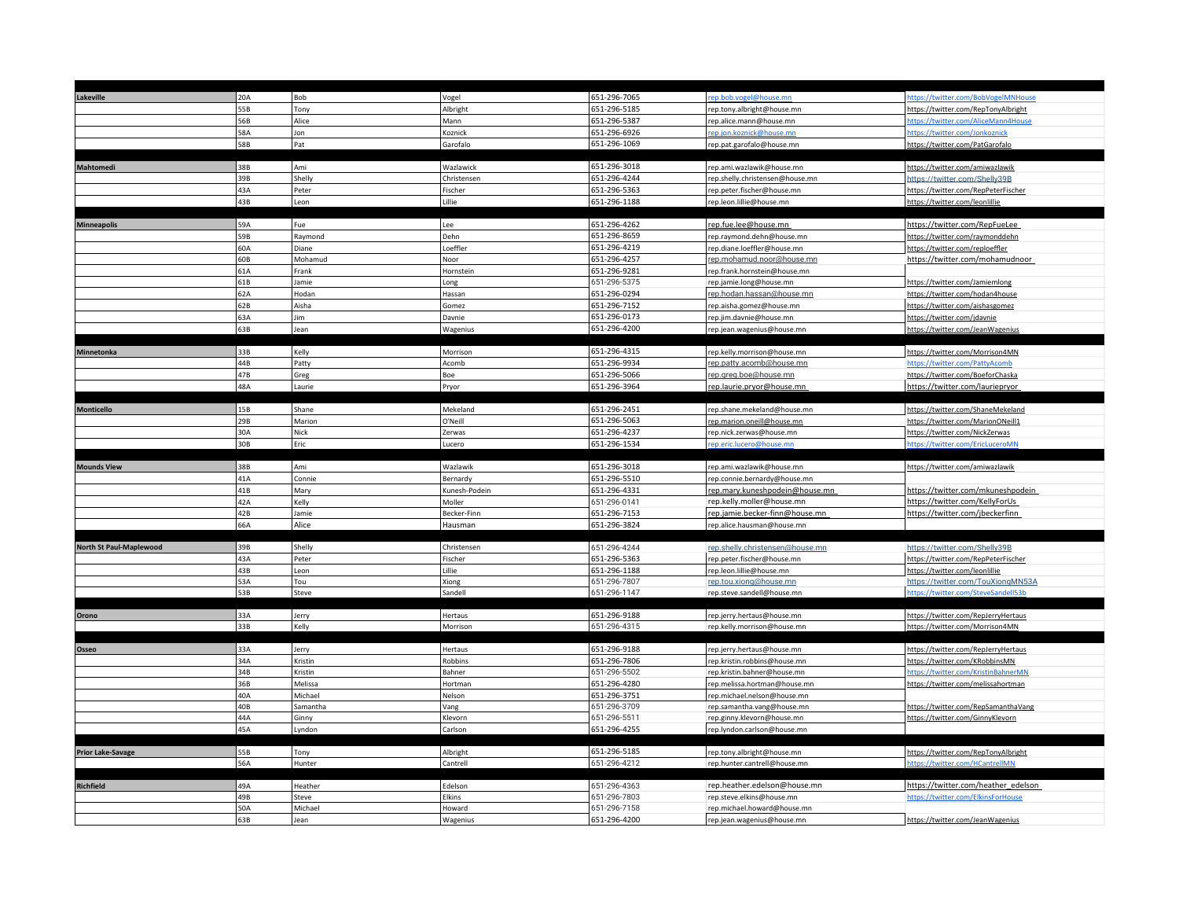| | | | | | | |
|---|---|---|---|---|---|---|
| **Lakeville** | 20A | Bob | Vogel | 651-296-7065 | rep.bob.vogel@house.mn | https://twitter.com/BobVogelMNHouse |
| | 55B | Tony | Albright | 651-296-5185 | rep.tony.albright@house.mn | https://twitter.com/RepTonyAlbright |
| | 56B | Alice | Mann | 651-296-5387 | rep.alice.mann@house.mn | https://twitter.com/AliceMann4House |
| | 58A | Jon | Koznick | 651-296-6926 | rep.jon.koznick@house.mn | https://twitter.com/Jonkoznick |
| | 58B | Pat | Garofalo | 651-296-1069 | rep.pat.garofalo@house.mn | https://twitter.com/PatGarofalo |
| | | | | | | |
| **Mahtomedi** | 38B | Ami | Wazlawick | 651-296-3018 | rep.ami.wazlawik@house.mn | https://twitter.com/amiwazlawik |
| | 39B | Shelly | Christensen | 651-296-4244 | rep.shelly.christensen@house.mn | https://twitter.com/Shelly39B |
| | 43A | Peter | Fischer | 651-296-5363 | rep.peter.fischer@house.mn | https://twitter.com/RepPeterFischer |
| | 43B | Leon | Lillie | 651-296-1188 | rep.leon.lillie@house.mn | https://twitter.com/leonlillie |
| | | | | | | |
| **Minneapolis** | 59A | Fue | Lee | 651-296-4262 | rep.fue.lee@house.mn | https://twitter.com/RepFueLee |
| | 59B | Raymond | Dehn | 651-296-8659 | rep.raymond.dehn@house.mn | https://twitter.com/raymonddehn |
| | 60A | Diane | Loeffler | 651-296-4219 | rep.diane.loeffler@house.mn | https://twitter.com/reploeffler |
| | 60B | Mohamud | Noor | 651-296-4257 | rep.mohamud.noor@house.mn | https://twitter.com/mohamudnoor |
| | 61A | Frank | Hornstein | 651-296-9281 | rep.frank.hornstein@house.mn | |
| | 61B | Jamie | Long | 651-296-5375 | rep.jamie.long@house.mn | https://twitter.com/Jamiemlong |
| | 62A | Hodan | Hassan | 651-296-0294 | rep.hodan.hassan@house.mn | https://twitter.com/hodan4house |
| | 62B | Aisha | Gomez | 651-296-7152 | rep.aisha.gomez@house.mn | https://twitter.com/aishasgomez |
| | 63A | Jim | Davnie | 651-296-0173 | rep.jim.davnie@house.mn | https://twitter.com/jdavnie |
| | 63B | Jean | Wagenius | 651-296-4200 | rep.jean.wagenius@house.mn | https://twitter.com/JeanWagenius |
| | | | | | | |
| **Minnetonka** | 33B | Kelly | Morrison | 651-296-4315 | rep.kelly.morrison@house.mn | https://twitter.com/Morrison4MN |
| | 44B | Patty | Acomb | 651-296-9934 | rep.patty.acomb@house.mn | https://twitter.com/PattyAcomb |
| | 47B | Greg | Boe | 651-296-5066 | rep.greg.boe@house.mn | https://twitter.com/BoeforChaska |
| | 48A | Laurie | Pryor | 651-296-3964 | rep.laurie.pryor@house.mn | https://twitter.com/lauriepryor |
| | | | | | | |
| **Monticello** | 15B | Shane | Mekeland | 651-296-2451 | rep.shane.mekeland@house.mn | https://twitter.com/ShaneMekeland |
| | 29B | Marion | O'Neill | 651-296-5063 | rep.marion.oneill@house.mn | https://twitter.com/MarionONeill1 |
| | 30A | Nick | Zerwas | 651-296-4237 | rep.nick.zerwas@house.mn | https://twitter.com/NickZerwas |
| | 30B | Eric | Lucero | 651-296-1534 | rep.eric.lucero@house.mn | https://twitter.com/EricLuceroMN |
| | | | | | | |
| **Mounds View** | 38B | Ami | Wazlawik | 651-296-3018 | rep.ami.wazlawik@house.mn | https://twitter.com/amiwazlawik |
| | 41A | Connie | Bernardy | 651-296-5510 | rep.connie.bernardy@house.mn | |
| | 41B | Mary | Kunesh-Podein | 651-296-4331 | rep.mary.kuneshpodein@house.mn | https://twitter.com/mkuneshpodein |
| | 42A | Kelly | Moller | 651-296-0141 | rep.kelly.moller@house.mn | https://twitter.com/KellyForUs |
| | 42B | Jamie | Becker-Finn | 651-296-7153 | rep.jamie.becker-finn@house.mn | https://twitter.com/jbeckerfinn |
| | 66A | Alice | Hausman | 651-296-3824 | rep.alice.hausman@house.mn | |
| | | | | | | |
| **North St Paul-Maplewood** | 39B | Shelly | Christensen | 651-296-4244 | rep.shelly.christensen@house.mn | https://twitter.com/Shelly39B |
| | 43A | Peter | Fischer | 651-296-5363 | rep.peter.fischer@house.mn | https://twitter.com/RepPeterFischer |
| | 43B | Leon | Lillie | 651-296-1188 | rep.leon.lillie@house.mn | https://twitter.com/leonlillie |
| | 53A | Tou | Xiong | 651-296-7807 | rep.tou.xiong@house.mn | https://twitter.com/TouXiongMN53A |
| | 53B | Steve | Sandell | 651-296-1147 | rep.steve.sandell@house.mn | https://twitter.com/SteveSandell53b |
| | | | | | | |
| **Orono** | 33A | Jerry | Hertaus | 651-296-9188 | rep.jerry.hertaus@house.mn | https://twitter.com/RepJerryHertaus |
| | 33B | Kelly | Morrison | 651-296-4315 | rep.kelly.morrison@house.mn | https://twitter.com/Morrison4MN |
| | | | | | | |
| **Osseo** | 33A | Jerry | Hertaus | 651-296-9188 | rep.jerry.hertaus@house.mn | https://twitter.com/RepJerryHertaus |
| | 34A | Kristin | Robbins | 651-296-7806 | rep.kristin.robbins@house.mn | https://twitter.com/KRobbinsMN |
| | 34B | Kristin | Bahner | 651-296-5502 | rep.kristin.bahner@house.mn | https://twitter.com/KristinBahnerMN |
| | 36B | Melissa | Hortman | 651-296-4280 | rep.melissa.hortman@house.mn | https://twitter.com/melissahortman |
| | 40A | Michael | Nelson | 651-296-3751 | rep.michael.nelson@house.mn | |
| | 40B | Samantha | Vang | 651-296-3709 | rep.samantha.vang@house.mn | https://twitter.com/RepSamanthaVang |
| | 44A | Ginny | Klevorn | 651-296-5511 | rep.ginny.klevorn@house.mn | https://twitter.com/GinnyKlevorn |
| | 45A | Lyndon | Carlson | 651-296-4255 | rep.lyndon.carlson@house.mn | |
| | | | | | | |
| **Prior Lake-Savage** | 55B | Tony | Albright | 651-296-5185 | rep.tony.albright@house.mn | https://twitter.com/RepTonyAlbright |
| | 56A | Hunter | Cantrell | 651-296-4212 | rep.hunter.cantrell@house.mn | https://twitter.com/HCantrellMN |
| | | | | | | |
| **Richfield** | 49A | Heather | Edelson | 651-296-4363 | rep.heather.edelson@house.mn | https://twitter.com/heather_edelson |
| | 49B | Steve | Elkins | 651-296-7803 | rep.steve.elkins@house.mn | https://twitter.com/ElkinsForHouse |
| | 50A | Michael | Howard | 651-296-7158 | rep.michael.howard@house.mn | |
| | 63B | Jean | Wagenius | 651-296-4200 | rep.jean.wagenius@house.mn | https://twitter.com/JeanWagenius |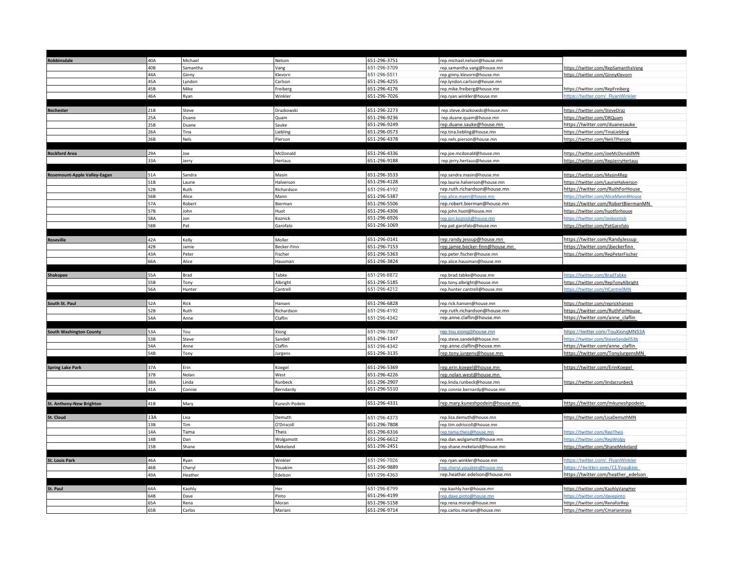| | | | | | | |
|---|---|---|---|---|---|---|
| **Robbinsdale** | 40A | Michael | Nelson | 651-296-3751 | rep.michael.nelson@house.mn | |
| | 40B | Samantha | Vang | 651-296-3709 | rep.samantha.vang@house.mn | https://twitter.com/RepSamanthaVang |
| | 44A | Ginny | Klevorn | 651-296-5511 | rep.ginny.klevorn@house.mn | https://twitter.com/GinnyKlevorn |
| | 45A | Lyndon | Carlson | 651-296-4255 | rep.lyndon.carlson@house.mn | |
| | 45B | Mike | Freiberg | 651-296-4176 | rep.mike.freiberg@house.mn | https://twitter.com/RepFreiberg |
| | 46A | Ryan | Winkler | 651-296-7026 | rep.ryan.winkler@house.mn | https://twitter.com/_RyanWinkler |
| | | | | | | |
| **Rochester** | 21B | Steve | Drazkowski | 651-296-2273 | rep.steve.drazkowski@house.mn | https://twitter.com/SteveDraz |
| | 25A | Duane | Quam | 651-296-9236 | rep.duane.quam@house.mn | https://twitter.com/DRQuam |
| | 25B | Duane | Sauke | 651-296-9249 | rep.duane.sauke@house.mn | https://twitter.com/duanesauke |
| | 26A | Tina | Liebling | 651-296-0573 | rep.tina.liebling@house.mn | https://twitter.com/TinaLiebling |
| | 26B | Nels | Pierson | 651-296-4378 | rep.nels.pierson@house.mn | https://twitter.com/NelsTPierson |
| | | | | | | |
| **Rockford Area** | 29A | Joe | McDonald | 651-296-4336 | rep.joe.mcdonald@house.mn | https://twitter.com/JoeMcDonaldMN |
| | 33A | Jerry | Hertaus | 651-296-9188 | rep.jerry.hertaus@house.mn | https://twitter.com/RepJerryHertaus |
| | | | | | | |
| **Rosemount-Apple Valley-Eagan** | 51A | Sandra | Masin | 651-296-3533 | rep.sandra.masin@house.mn | https://twitter.com/Masin4Rep |
| | 51B | Laurie | Halverson | 651-296-4128 | rep.laurie.halverson@house.mn | https://twitter.com/LaurieHalverson |
| | 52B | Ruth | Richardson | 651-296-4192 | rep.ruth.richardson@house.mn | https://twitter.com/RuthForHouse |
| | 56B | Alice | Mann | 651-296-5387 | rep.alice.mann@house.mn | https://twitter.com/AliceMann4House |
| | 57A | Robert | Bierman | 651-296-5506 | rep.robert.bierman@house.mn | https://twitter.com/RobertBiermanMN |
| | 57B | John | Huot | 651-296-4306 | rep.john.huot@house.mn | https://twitter.com/huotforhouse |
| | 58A | Jon | Koznick | 651-296-6926 | rep.jon.koznick@house.mn | https://twitter.com/Jonkoznick |
| | 58B | Pat | Garofalo | 651-296-1069 | rep.pat.garofalo@house.mn | https://twitter.com/PatGarofalo |
| | | | | | | |
| **Roseville** | 42A | Kelly | Moller | 651-296-0141 | rep.randy.jessup@house.mn | https://twitter.com/RandyJessup |
| | 42B | Jamie | Becker-Finn | 651-296-7153 | rep.jamie.becker-finn@house.mn | https://twitter.com/jbeckerfinn |
| | 43A | Peter | Fischer | 651-296-5363 | rep.peter.fischer@house.mn | https://twitter.com/RepPeterFischer |
| | 66A | Alice | Hausman | 651-296-3824 | rep.alice.hausman@house.mn | |
| | | | | | | |
| **Shakopee** | 55A | Brad | Tabke | 651-296-8872 | rep.brad.tabke@house.mn | https://twitter.com/BradTabke |
| | 55B | Tony | Albright | 651-296-5185 | rep.tony.albright@house.mn | https://twitter.com/RepTonyAlbright |
| | 56A | Hunter | Cantrell | 651-296-4212 | rep.hunter.cantrell@house.mn | https://twitter.com/HCantrellMN |
| | | | | | | |
| **South St. Paul** | 52A | Rick | Hansen | 651-296-6828 | rep.rick.hansen@house.mn | https://twitter.com/reprickhansen |
| | 52B | Ruth | Richardson | 651-296-4192 | rep.ruth.richardson@house.mn | https://twitter.com/RuthForHouse |
| | 54A | Anne | Claflin | 651-296-4342 | rep.anne.claflin@house.mn | https://twitter.com/anne_claflin |
| | | | | | | |
| **South Washington County** | 53A | Tou | Xiong | 651-296-7807 | rep.tou.xiong@house.mn | https://twitter.com/TouXiongMN53A |
| | 53B | Steve | Sandell | 651-296-1147 | rep.steve.sandell@house.mn | https://twitter.com/SteveSandell53b |
| | 54A | Anne | Claflin | 651-296-4342 | rep.anne.claflin@house.mn | https://twitter.com/anne_claflin |
| | 54B | Tony | Jurgens | 651-296-3135 | rep.tony.jurgens@house.mn | https://twitter.com/TonyJurgensMN |
| | | | | | | |
| **Spring Lake Park** | 37A | Erin | Koegel | 651-296-5369 | rep.erin.koegel@house.mn | https://twitter.com/ErinKoegel |
| | 37B | Nolan | West | 651-296-4226 | rep.nolan.west@house.mn | |
| | 38A | Linda | Runbeck | 651-296-2907 | rep.linda.runbeck@house.mn | https://twitter.com/lindacrunbeck |
| | 41A | Connie | Berndardy | 651-296-5510 | rep.connie.bernardy@house.mn | |
| | | | | | | |
| **St. Anthony-New Brighton** | 41B | Mary | Kunesh-Podein | 651-296-4331 | rep.mary.kuneshpodein@house.mn | https://twitter.com/mkuneshpodein |
| | | | | | | |
| **St. Cloud** | 13A | Lisa | Demuth | 651-296-4373 | rep.lisa.demuth@house.mn | https://twitter.com/LisaDemuthMN |
| | 13B | Tim | O'Driscoll | 651-296-7808 | rep.tim.odriscoll@house.mn | |
| | 14A | Tama | Theis | 651-296-6316 | rep.tama.theis@house.mn | https://twitter.com/RepTheis |
| | 14B | Dan | Wolgamott | 651-296-6612 | rep.dan.wolgamott@house.mn | https://twitter.com/RepWolgy |
| | 15B | Shane | Mekeland | 651-296-2451 | rep.shane.mekeland@house.mn | https://twitter.com/ShaneMekeland |
| | | | | | | |
| **St. Louis Park** | 46A | Ryan | Winkler | 651-296-7026 | rep.ryan.winkler@house.mn | https://twitter.com/_RyanWinkler |
| | 46B | Cheryl | Youakim | 651-296-9889 | rep.cheryl.youakim@house.mn | https://twitter.com/CLYouakim |
| | 49A | Heather | Edelson | 651-296-4363 | rep.heather.edelson@house.mn | https://twitter.com/heather_edelson |
| | | | | | | |
| **St. Paul** | 64A | Kaohly | Her | 651-296-8799 | rep.kaohly.her@house.mn | https://twitter.com/KaohlyVangHer |
| | 64B | Dave | Pinto | 651-296-4199 | rep.dave.pinto@house.mn | https://twitter.com/davepinto |
| | 65A | Rena | Moran | 651-296-5158 | rep.rena.moran@house.mn | https://twitter.com/RenaforRep |
| | 65B | Carlos | Mariani | 651-296-9714 | rep.carlos.mariani@house.mn | https://twitter.com/Cmarianirosa |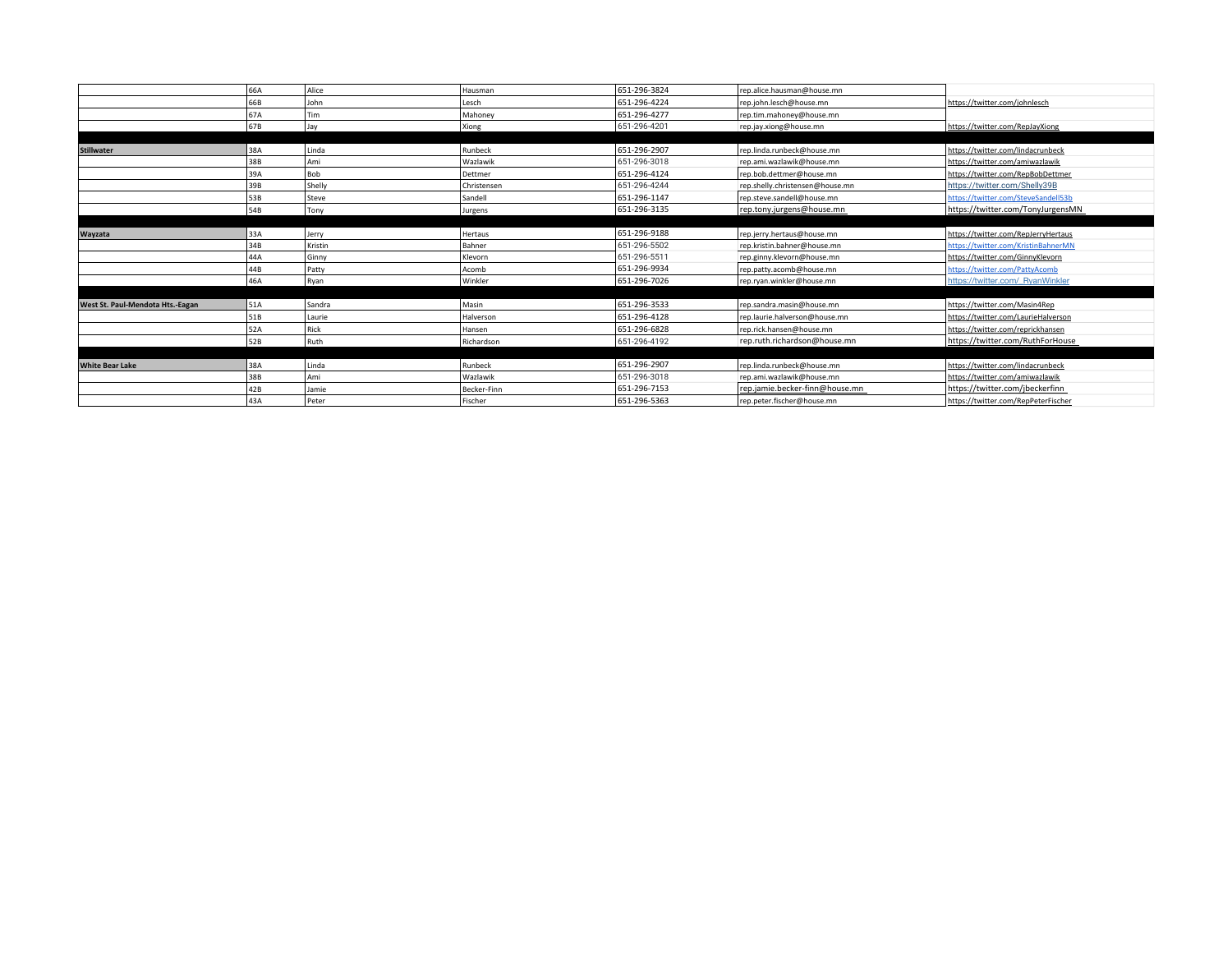| | | | | | | |
|---|---|---|---|---|---|---|
| | 66A | Alice | Hausman | 651-296-3824 | rep.alice.hausman@house.mn | |
| | 66B | John | Lesch | 651-296-4224 | rep.john.lesch@house.mn | https://twitter.com/johnlesch |
| | 67A | Tim | Mahoney | 651-296-4277 | rep.tim.mahoney@house.mn | |
| | 67B | Jay | Xiong | 651-296-4201 | rep.jay.xiong@house.mn | https://twitter.com/RepJayXiong |
| | | | | | | |
| **Stillwater** | 38A | Linda | Runbeck | 651-296-2907 | rep.linda.runbeck@house.mn | https://twitter.com/lindacrunbeck |
| | 38B | Ami | Wazlawik | 651-296-3018 | rep.ami.wazlawik@house.mn | https://twitter.com/amiwazlawik |
| | 39A | Bob | Dettmer | 651-296-4124 | rep.bob.dettmer@house.mn | https://twitter.com/RepBobDettmer |
| | 39B | Shelly | Christensen | 651-296-4244 | rep.shelly.christensen@house.mn | https://twitter.com/Shelly39B |
| | 53B | Steve | Sandell | 651-296-1147 | rep.steve.sandell@house.mn | https://twitter.com/SteveSandell53b |
| | 54B | Tony | Jurgens | 651-296-3135 | rep.tony.jurgens@house.mn | https://twitter.com/TonyJurgensMN |
| | | | | | | |
| **Wayzata** | 33A | Jerry | Hertaus | 651-296-9188 | rep.jerry.hertaus@house.mn | https://twitter.com/RepJerryHertaus |
| | 34B | Kristin | Bahner | 651-296-5502 | rep.kristin.bahner@house.mn | https://twitter.com/KristinBahnerMN |
| | 44A | Ginny | Klevorn | 651-296-5511 | rep.ginny.klevorn@house.mn | https://twitter.com/GinnyKlevorn |
| | 44B | Patty | Acomb | 651-296-9934 | rep.patty.acomb@house.mn | https://twitter.com/PattyAcomb |
| | 46A | Ryan | Winkler | 651-296-7026 | rep.ryan.winkler@house.mn | https://twitter.com/_RyanWinkler |
| | | | | | | |
| **West St. Paul-Mendota Hts.-Eagan** | 51A | Sandra | Masin | 651-296-3533 | rep.sandra.masin@house.mn | https://twitter.com/Masin4Rep |
| | 51B | Laurie | Halverson | 651-296-4128 | rep.laurie.halverson@house.mn | https://twitter.com/LaurieHalverson |
| | 52A | Rick | Hansen | 651-296-6828 | rep.rick.hansen@house.mn | https://twitter.com/reprickhansen |
| | 52B | Ruth | Richardson | 651-296-4192 | rep.ruth.richardson@house.mn | https://twitter.com/RuthForHouse |
| | | | | | | |
| **White Bear Lake** | 38A | Linda | Runbeck | 651-296-2907 | rep.linda.runbeck@house.mn | https://twitter.com/lindacrunbeck |
| | 38B | Ami | Wazlawik | 651-296-3018 | rep.ami.wazlawik@house.mn | https://twitter.com/amiwazlawik |
| | 42B | Jamie | Becker-Finn | 651-296-7153 | rep.jamie.becker-finn@house.mn | https://twitter.com/jbeckerfinn |
| | 43A | Peter | Fischer | 651-296-5363 | rep.peter.fischer@house.mn | https://twitter.com/RepPeterFischer |